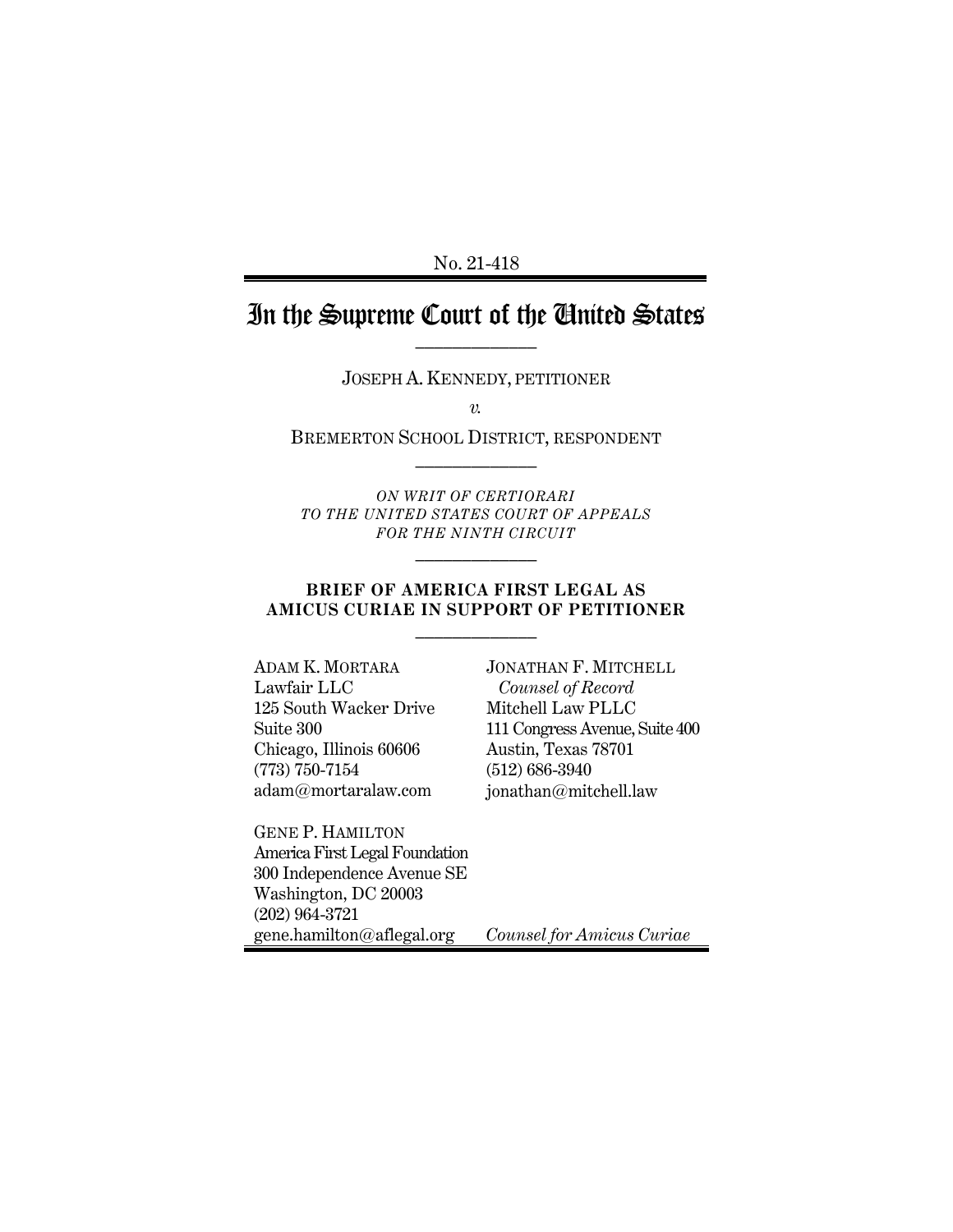No. 21-418

# In the Supreme Court of the United States

JOSEPH A. KENNEDY, PETITIONER

*v.*

BREMERTON SCHOOL DISTRICT, RESPONDENT

*ON WRIT OF CERTIORARI TO THE UNITED STATES COURT OF APPEALS FOR THE NINTH CIRCUIT*

**BRIEF OF AMERICA FIRST LEGAL AS AMICUS CURIAE IN SUPPORT OF PETITIONER**

JONATHAN F. MITCHELL
*Counsel of Record*
Mitchell Law PLLC
111 Congress Avenue, Suite 400
Austin, Texas 78701
(512) 686-3940
jonathan@mitchell.law

ADAM K. MORTARA
Lawfair LLC
125 South Wacker Drive
Suite 300
Chicago, Illinois 60606
(773) 750-7154
adam@mortaralaw.com

GENE P. HAMILTON
America First Legal Foundation
300 Independence Avenue SE
Washington, DC 20003
(202) 964-3721
gene.hamilton@aflegal.org

*Counsel for Amicus Curiae*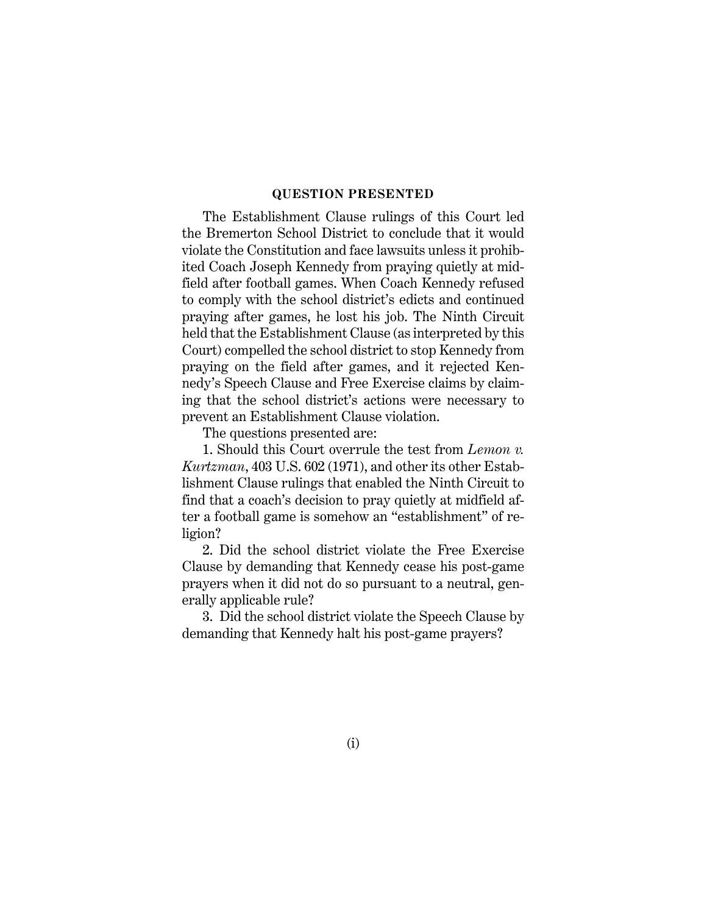## QUESTION PRESENTED

The Establishment Clause rulings of this Court led the Bremerton School District to conclude that it would violate the Constitution and face lawsuits unless it prohibited Coach Joseph Kennedy from praying quietly at midfield after football games. When Coach Kennedy refused to comply with the school district's edicts and continued praying after games, he lost his job. The Ninth Circuit held that the Establishment Clause (as interpreted by this Court) compelled the school district to stop Kennedy from praying on the field after games, and it rejected Kennedy's Speech Clause and Free Exercise claims by claiming that the school district's actions were necessary to prevent an Establishment Clause violation.

The questions presented are:

1. Should this Court overrule the test from *Lemon v. Kurtzman*, 403 U.S. 602 (1971), and other its other Establishment Clause rulings that enabled the Ninth Circuit to find that a coach's decision to pray quietly at midfield after a football game is somehow an "establishment" of religion?

2. Did the school district violate the Free Exercise Clause by demanding that Kennedy cease his post-game prayers when it did not do so pursuant to a neutral, generally applicable rule?

3. Did the school district violate the Speech Clause by demanding that Kennedy halt his post-game prayers?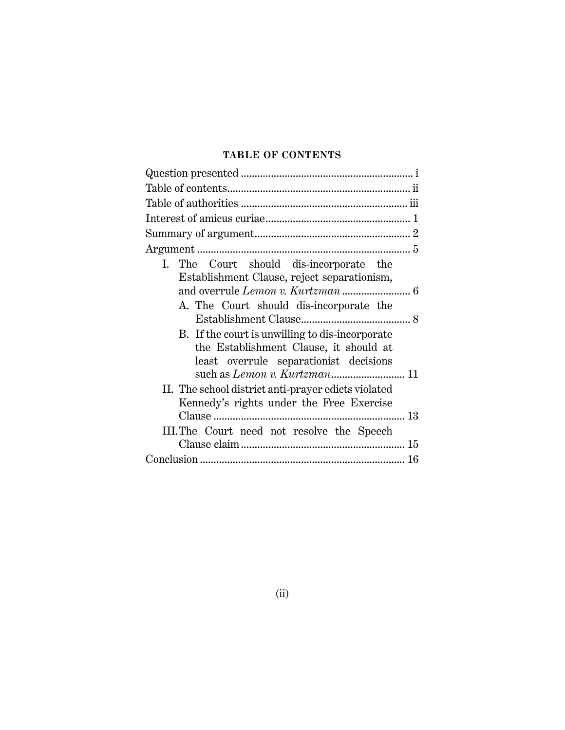## TABLE OF CONTENTS

Question presented ............................................................... i

Table of contents.................................................................. ii

Table of authorities ............................................................ iii

Interest of amicus curiae.................................................... 1

Summary of argument......................................................... 2

Argument ............................................................................. 5

- I. The Court should dis-incorporate the Establishment Clause, reject separationism, and overrule *Lemon v. Kurtzman* ......................... 6
  - A. The Court should dis-incorporate the Establishment Clause........................................ 8
  - B. If the court is unwilling to dis-incorporate the Establishment Clause, it should at least overrule separationist decisions such as *Lemon v. Kurtzman*........................... 11
- II. The school district anti-prayer edicts violated Kennedy's rights under the Free Exercise Clause ..................................................................... 13
- III. The Court need not resolve the Speech Clause claim ........................................................... 15

Conclusion ........................................................................... 16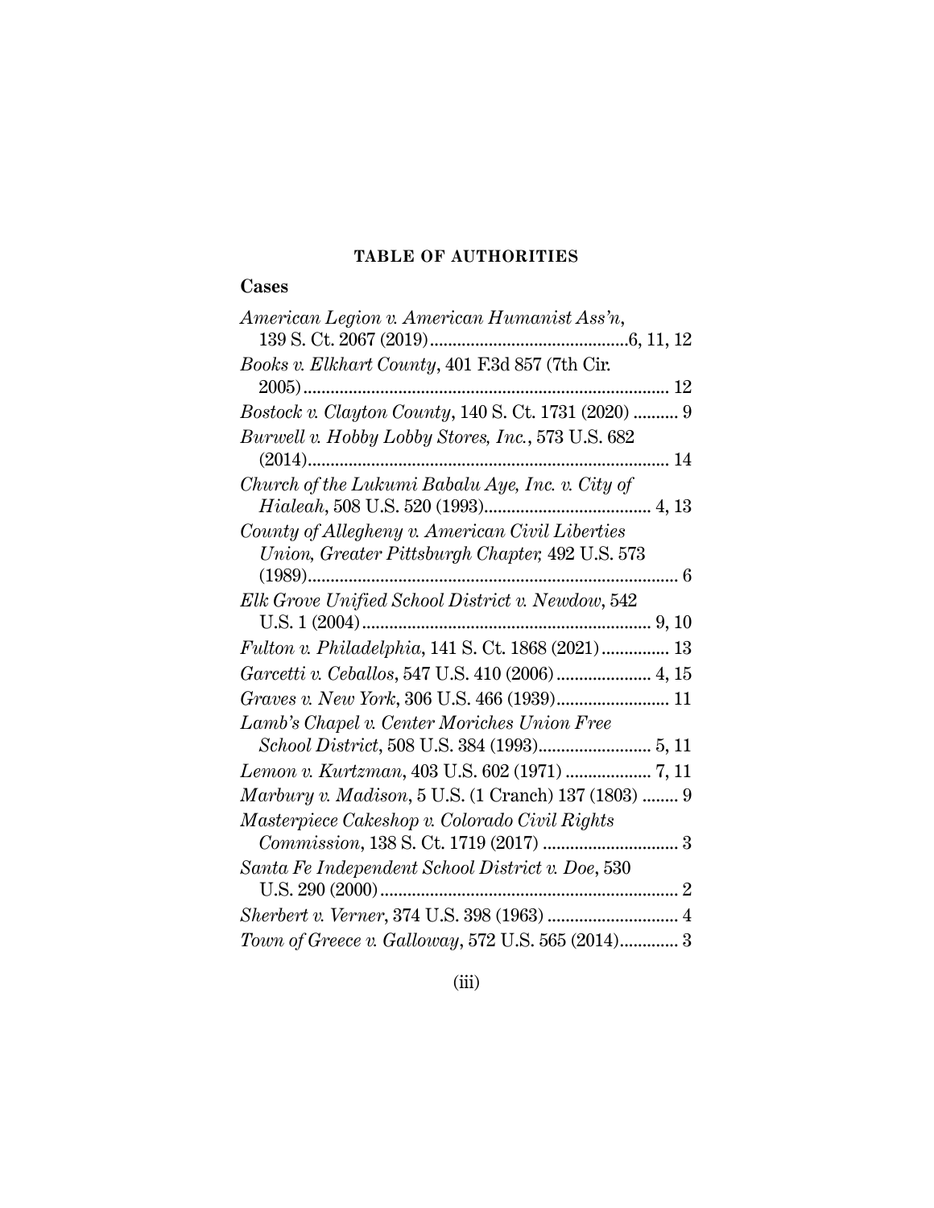**TABLE OF AUTHORITIES**

**Cases**

*American Legion v. American Humanist Ass'n*, 139 S. Ct. 2067 (2019) ........................................6, 11, 12

*Books v. Elkhart County*, 401 F.3d 857 (7th Cir. 2005) ........................................................................... 12

*Bostock v. Clayton County*, 140 S. Ct. 1731 (2020) .......... 9

*Burwell v. Hobby Lobby Stores, Inc.*, 573 U.S. 682 (2014) ........................................................................... 14

*Church of the Lukumi Babalu Aye, Inc. v. City of Hialeah*, 508 U.S. 520 (1993) ..................................... 4, 13

*County of Allegheny v. American Civil Liberties Union, Greater Pittsburgh Chapter,* 492 U.S. 573 (1989) ........................................................................... 6

*Elk Grove Unified School District v. Newdow*, 542 U.S. 1 (2004) ............................................................ 9, 10

*Fulton v. Philadelphia*, 141 S. Ct. 1868 (2021) ............... 13

*Garcetti v. Ceballos*, 547 U.S. 410 (2006) ..................... 4, 15

*Graves v. New York*, 306 U.S. 466 (1939) ......................... 11

*Lamb's Chapel v. Center Moriches Union Free School District*, 508 U.S. 384 (1993) ......................... 5, 11

*Lemon v. Kurtzman*, 403 U.S. 602 (1971) ................... 7, 11

*Marbury v. Madison*, 5 U.S. (1 Cranch) 137 (1803) ........ 9

*Masterpiece Cakeshop v. Colorado Civil Rights Commission*, 138 S. Ct. 1719 (2017) ............................. 3

*Santa Fe Independent School District v. Doe*, 530 U.S. 290 (2000) ............................................................ 2

*Sherbert v. Verner*, 374 U.S. 398 (1963) ............................. 4

*Town of Greece v. Galloway*, 572 U.S. 565 (2014) ............. 3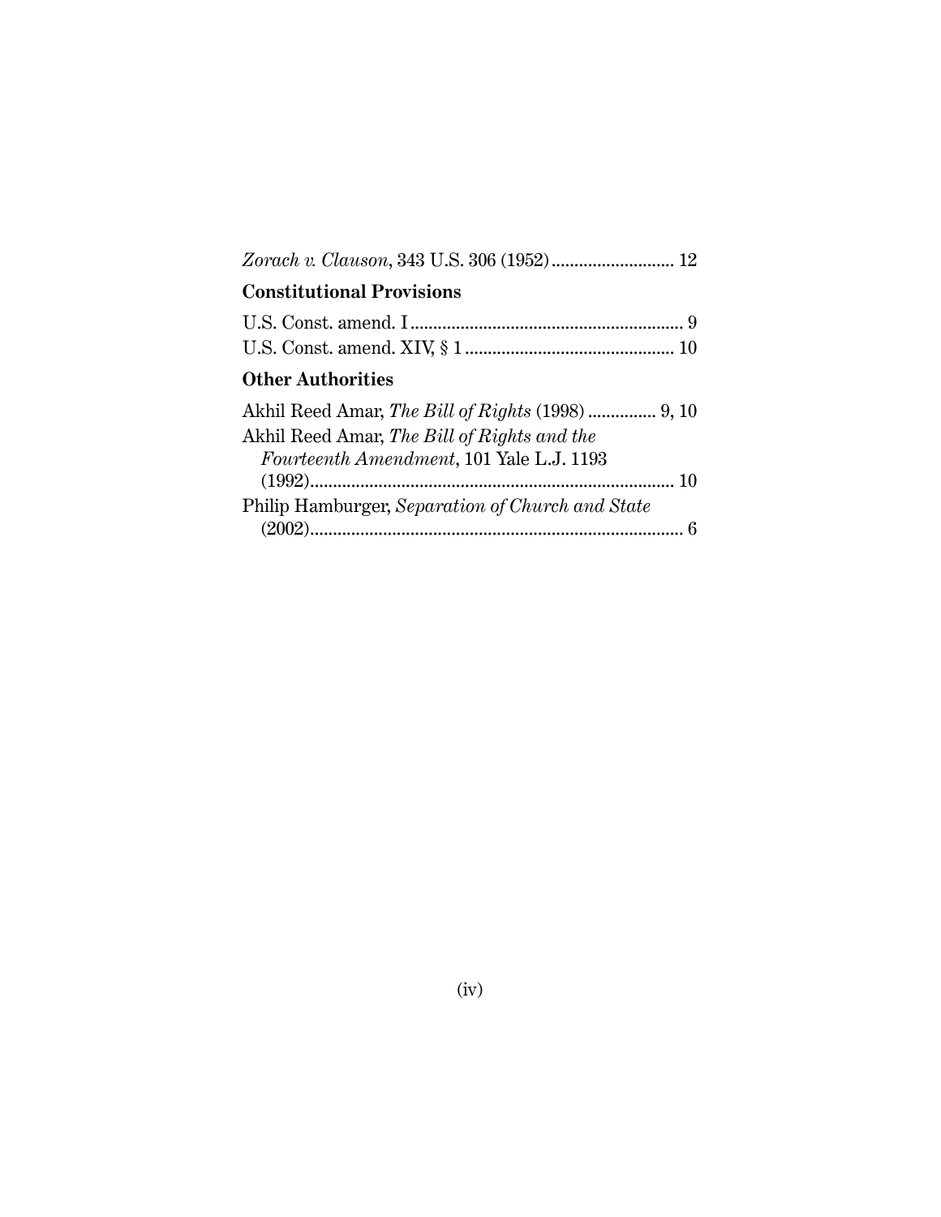*Zorach v. Clauson*, 343 U.S. 306 (1952) .......................... 12

**Constitutional Provisions**

U.S. Const. amend. I ............................................................ 9

U.S. Const. amend. XIV, § 1 .............................................. 10

**Other Authorities**

Akhil Reed Amar, *The Bill of Rights* (1998) ............... 9, 10

Akhil Reed Amar, *The Bill of Rights and the Fourteenth Amendment*, 101 Yale L.J. 1193 (1992)................................................................................ 10

Philip Hamburger, *Separation of Church and State* (2002)................................................................................... 6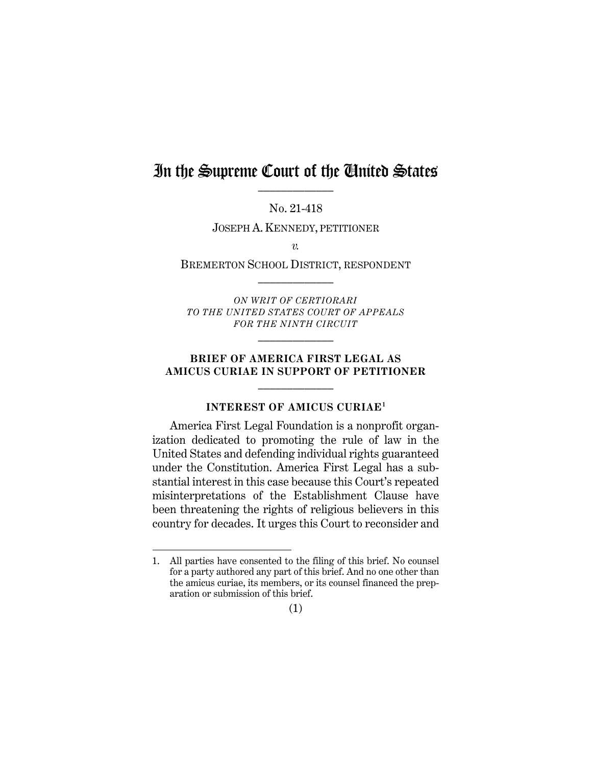# In the Supreme Court of the United States

No. 21-418

JOSEPH A. KENNEDY, PETITIONER

*v.*

BREMERTON SCHOOL DISTRICT, RESPONDENT

*ON WRIT OF CERTIORARI TO THE UNITED STATES COURT OF APPEALS FOR THE NINTH CIRCUIT*

**BRIEF OF AMERICA FIRST LEGAL AS AMICUS CURIAE IN SUPPORT OF PETITIONER**

## INTEREST OF AMICUS CURIAE[1]

America First Legal Foundation is a nonprofit organization dedicated to promoting the rule of law in the United States and defending individual rights guaranteed under the Constitution. America First Legal has a substantial interest in this case because this Court's repeated misinterpretations of the Establishment Clause have been threatening the rights of religious believers in this country for decades. It urges this Court to reconsider and

1. All parties have consented to the filing of this brief. No counsel for a party authored any part of this brief. And no one other than the amicus curiae, its members, or its counsel financed the preparation or submission of this brief.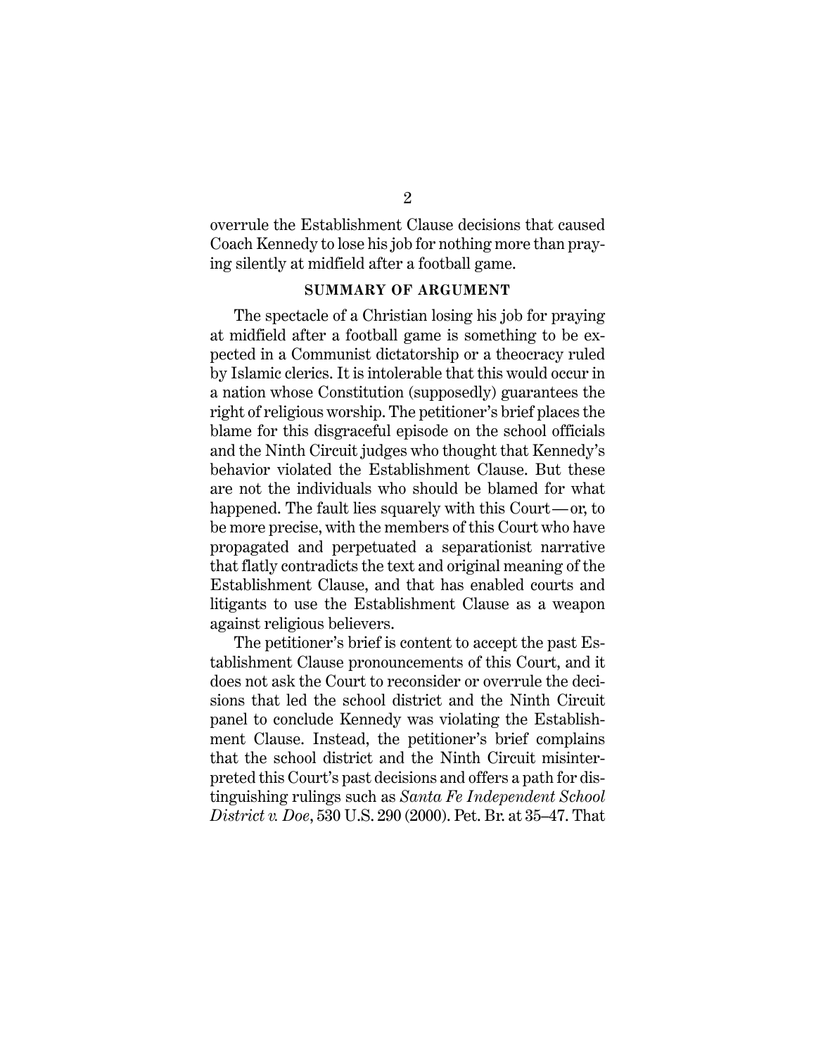overrule the Establishment Clause decisions that caused Coach Kennedy to lose his job for nothing more than praying silently at midfield after a football game.

**SUMMARY OF ARGUMENT**

The spectacle of a Christian losing his job for praying at midfield after a football game is something to be expected in a Communist dictatorship or a theocracy ruled by Islamic clerics. It is intolerable that this would occur in a nation whose Constitution (supposedly) guarantees the right of religious worship. The petitioner's brief places the blame for this disgraceful episode on the school officials and the Ninth Circuit judges who thought that Kennedy's behavior violated the Establishment Clause. But these are not the individuals who should be blamed for what happened. The fault lies squarely with this Court—or, to be more precise, with the members of this Court who have propagated and perpetuated a separationist narrative that flatly contradicts the text and original meaning of the Establishment Clause, and that has enabled courts and litigants to use the Establishment Clause as a weapon against religious believers.

The petitioner's brief is content to accept the past Establishment Clause pronouncements of this Court, and it does not ask the Court to reconsider or overrule the decisions that led the school district and the Ninth Circuit panel to conclude Kennedy was violating the Establishment Clause. Instead, the petitioner's brief complains that the school district and the Ninth Circuit misinterpreted this Court's past decisions and offers a path for distinguishing rulings such as *Santa Fe Independent School District v. Doe*, 530 U.S. 290 (2000). Pet. Br. at 35–47. That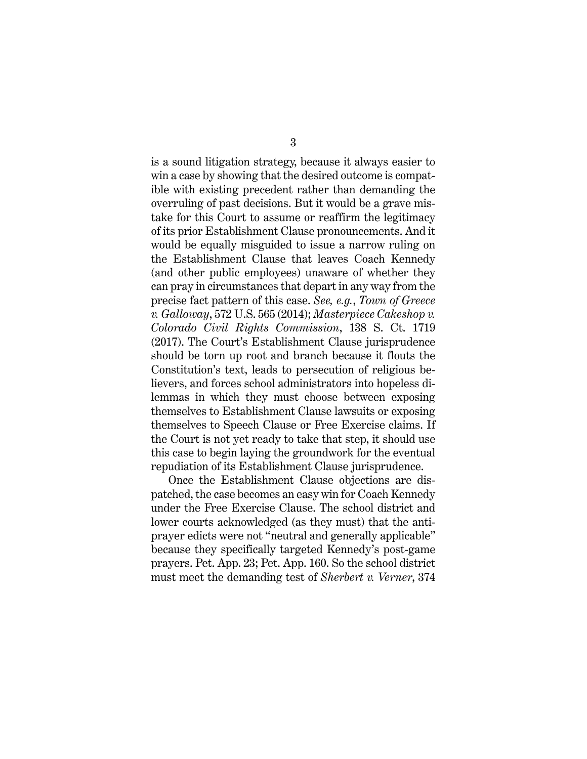is a sound litigation strategy, because it always easier to win a case by showing that the desired outcome is compatible with existing precedent rather than demanding the overruling of past decisions. But it would be a grave mistake for this Court to assume or reaffirm the legitimacy of its prior Establishment Clause pronouncements. And it would be equally misguided to issue a narrow ruling on the Establishment Clause that leaves Coach Kennedy (and other public employees) unaware of whether they can pray in circumstances that depart in any way from the precise fact pattern of this case. *See, e.g.*, *Town of Greece v. Galloway*, 572 U.S. 565 (2014); *Masterpiece Cakeshop v. Colorado Civil Rights Commission*, 138 S. Ct. 1719 (2017). The Court's Establishment Clause jurisprudence should be torn up root and branch because it flouts the Constitution's text, leads to persecution of religious believers, and forces school administrators into hopeless dilemmas in which they must choose between exposing themselves to Establishment Clause lawsuits or exposing themselves to Speech Clause or Free Exercise claims. If the Court is not yet ready to take that step, it should use this case to begin laying the groundwork for the eventual repudiation of its Establishment Clause jurisprudence.

Once the Establishment Clause objections are dispatched, the case becomes an easy win for Coach Kennedy under the Free Exercise Clause. The school district and lower courts acknowledged (as they must) that the anti-prayer edicts were not "neutral and generally applicable" because they specifically targeted Kennedy's post-game prayers. Pet. App. 23; Pet. App. 160. So the school district must meet the demanding test of *Sherbert v. Verner*, 374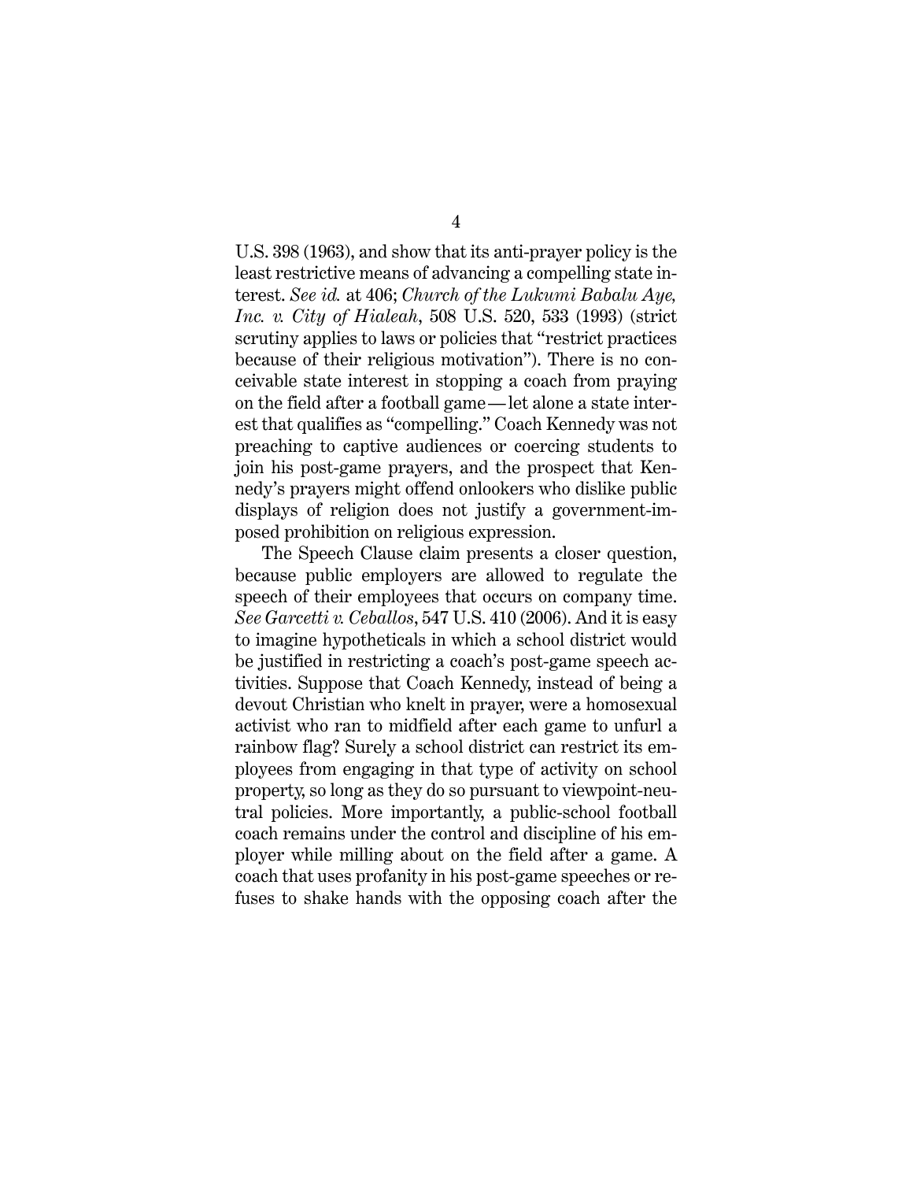U.S. 398 (1963), and show that its anti-prayer policy is the least restrictive means of advancing a compelling state interest. *See id.* at 406; *Church of the Lukumi Babalu Aye, Inc. v. City of Hialeah*, 508 U.S. 520, 533 (1993) (strict scrutiny applies to laws or policies that "restrict practices because of their religious motivation"). There is no conceivable state interest in stopping a coach from praying on the field after a football game—let alone a state interest that qualifies as "compelling." Coach Kennedy was not preaching to captive audiences or coercing students to join his post-game prayers, and the prospect that Kennedy's prayers might offend onlookers who dislike public displays of religion does not justify a government-imposed prohibition on religious expression.

The Speech Clause claim presents a closer question, because public employers are allowed to regulate the speech of their employees that occurs on company time. *See Garcetti v. Ceballos*, 547 U.S. 410 (2006). And it is easy to imagine hypotheticals in which a school district would be justified in restricting a coach's post-game speech activities. Suppose that Coach Kennedy, instead of being a devout Christian who knelt in prayer, were a homosexual activist who ran to midfield after each game to unfurl a rainbow flag? Surely a school district can restrict its employees from engaging in that type of activity on school property, so long as they do so pursuant to viewpoint-neutral policies. More importantly, a public-school football coach remains under the control and discipline of his employer while milling about on the field after a game. A coach that uses profanity in his post-game speeches or refuses to shake hands with the opposing coach after the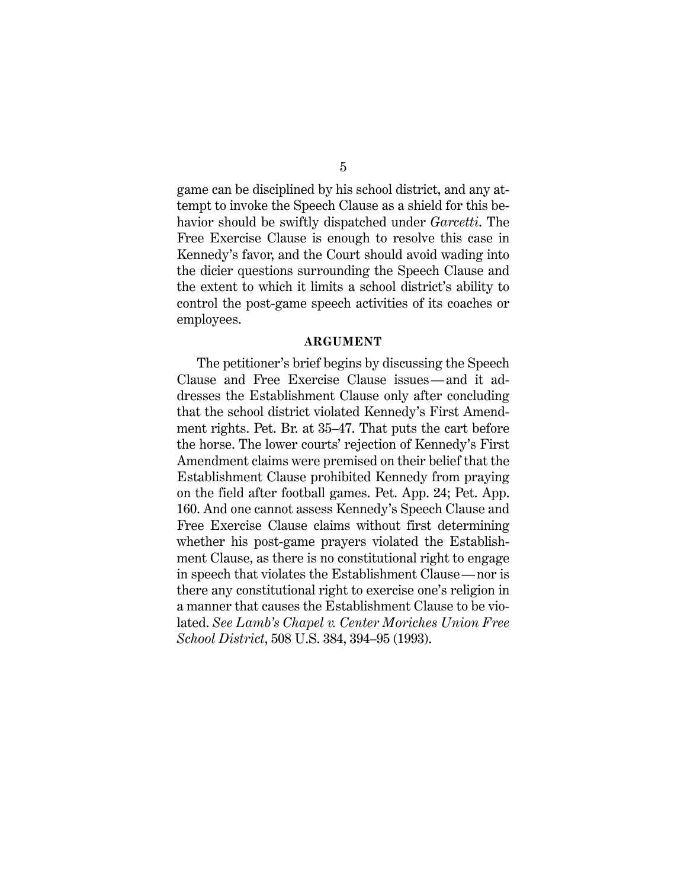game can be disciplined by his school district, and any attempt to invoke the Speech Clause as a shield for this behavior should be swiftly dispatched under *Garcetti*. The Free Exercise Clause is enough to resolve this case in Kennedy's favor, and the Court should avoid wading into the dicier questions surrounding the Speech Clause and the extent to which it limits a school district's ability to control the post-game speech activities of its coaches or employees.

## ARGUMENT

The petitioner's brief begins by discussing the Speech Clause and Free Exercise Clause issues — and it addresses the Establishment Clause only after concluding that the school district violated Kennedy's First Amendment rights. Pet. Br. at 35–47. That puts the cart before the horse. The lower courts' rejection of Kennedy's First Amendment claims were premised on their belief that the Establishment Clause prohibited Kennedy from praying on the field after football games. Pet. App. 24; Pet. App. 160. And one cannot assess Kennedy's Speech Clause and Free Exercise Clause claims without first determining whether his post-game prayers violated the Establishment Clause, as there is no constitutional right to engage in speech that violates the Establishment Clause — nor is there any constitutional right to exercise one's religion in a manner that causes the Establishment Clause to be violated. *See Lamb's Chapel v. Center Moriches Union Free School District*, 508 U.S. 384, 394–95 (1993).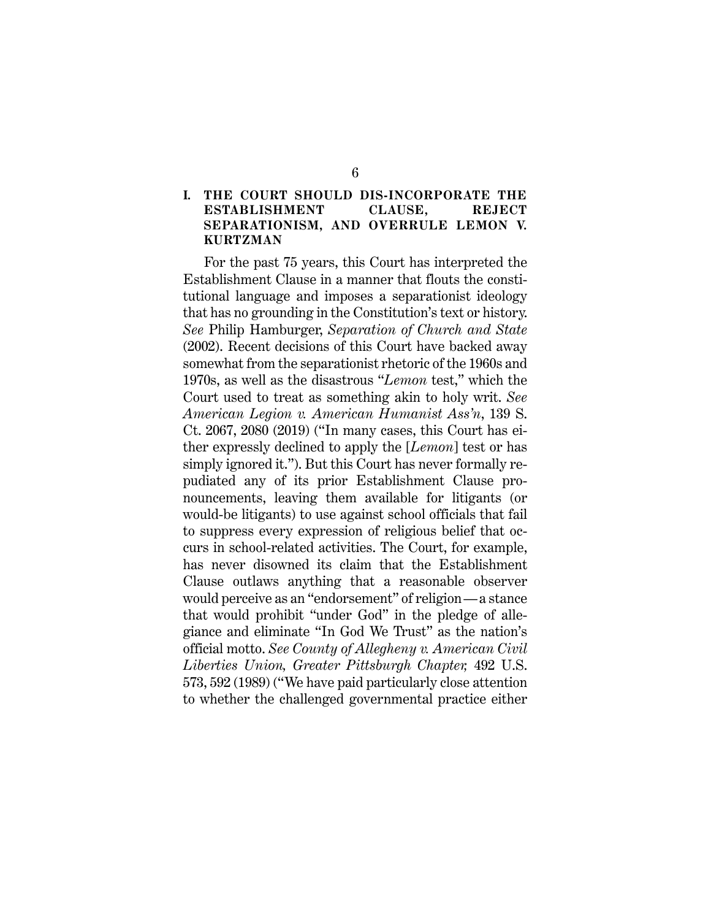## I. THE COURT SHOULD DIS-INCORPORATE THE ESTABLISHMENT CLAUSE, REJECT SEPARATIONISM, AND OVERRULE LEMON V. KURTZMAN

For the past 75 years, this Court has interpreted the Establishment Clause in a manner that flouts the constitutional language and imposes a separationist ideology that has no grounding in the Constitution's text or history. *See* Philip Hamburger, *Separation of Church and State* (2002). Recent decisions of this Court have backed away somewhat from the separationist rhetoric of the 1960s and 1970s, as well as the disastrous "*Lemon* test," which the Court used to treat as something akin to holy writ. *See American Legion v. American Humanist Ass'n*, 139 S. Ct. 2067, 2080 (2019) ("In many cases, this Court has either expressly declined to apply the [*Lemon*] test or has simply ignored it."). But this Court has never formally repudiated any of its prior Establishment Clause pronouncements, leaving them available for litigants (or would-be litigants) to use against school officials that fail to suppress every expression of religious belief that occurs in school-related activities. The Court, for example, has never disowned its claim that the Establishment Clause outlaws anything that a reasonable observer would perceive as an "endorsement" of religion—a stance that would prohibit "under God" in the pledge of allegiance and eliminate "In God We Trust" as the nation's official motto. *See County of Allegheny v. American Civil Liberties Union, Greater Pittsburgh Chapter,* 492 U.S. 573, 592 (1989) ("We have paid particularly close attention to whether the challenged governmental practice either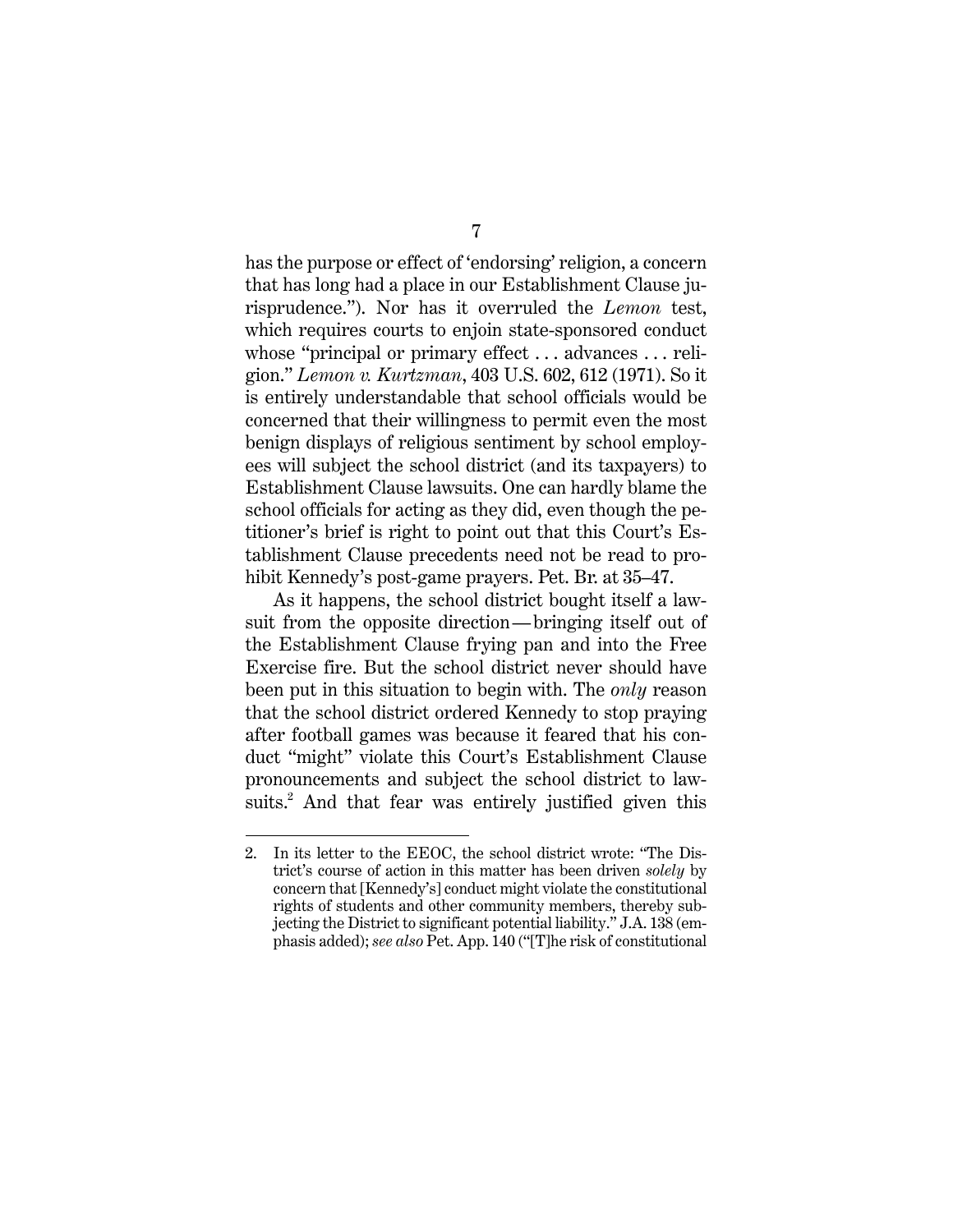has the purpose or effect of 'endorsing' religion, a concern that has long had a place in our Establishment Clause jurisprudence."). Nor has it overruled the *Lemon* test, which requires courts to enjoin state-sponsored conduct whose "principal or primary effect . . . advances . . . religion." *Lemon v. Kurtzman*, 403 U.S. 602, 612 (1971). So it is entirely understandable that school officials would be concerned that their willingness to permit even the most benign displays of religious sentiment by school employees will subject the school district (and its taxpayers) to Establishment Clause lawsuits. One can hardly blame the school officials for acting as they did, even though the petitioner's brief is right to point out that this Court's Establishment Clause precedents need not be read to prohibit Kennedy's post-game prayers. Pet. Br. at 35–47.

As it happens, the school district bought itself a lawsuit from the opposite direction—bringing itself out of the Establishment Clause frying pan and into the Free Exercise fire. But the school district never should have been put in this situation to begin with. The *only* reason that the school district ordered Kennedy to stop praying after football games was because it feared that his conduct "might" violate this Court's Establishment Clause pronouncements and subject the school district to lawsuits.[2] And that fear was entirely justified given this

2. In its letter to the EEOC, the school district wrote: "The District's course of action in this matter has been driven *solely* by concern that [Kennedy's] conduct might violate the constitutional rights of students and other community members, thereby subjecting the District to significant potential liability." J.A. 138 (emphasis added); *see also* Pet. App. 140 ("[T]he risk of constitutional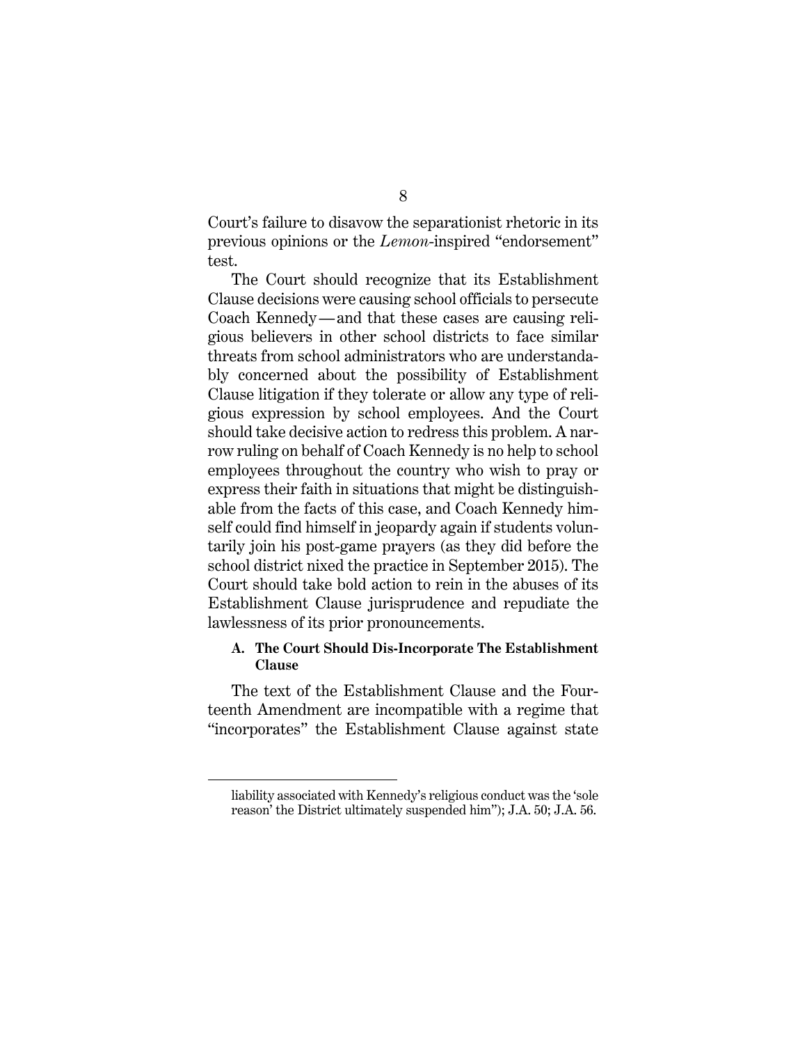Court's failure to disavow the separationist rhetoric in its previous opinions or the *Lemon*-inspired "endorsement" test.

The Court should recognize that its Establishment Clause decisions were causing school officials to persecute Coach Kennedy—and that these cases are causing religious believers in other school districts to face similar threats from school administrators who are understandably concerned about the possibility of Establishment Clause litigation if they tolerate or allow any type of religious expression by school employees. And the Court should take decisive action to redress this problem. A narrow ruling on behalf of Coach Kennedy is no help to school employees throughout the country who wish to pray or express their faith in situations that might be distinguishable from the facts of this case, and Coach Kennedy himself could find himself in jeopardy again if students voluntarily join his post-game prayers (as they did before the school district nixed the practice in September 2015). The Court should take bold action to rein in the abuses of its Establishment Clause jurisprudence and repudiate the lawlessness of its prior pronouncements.

### A. The Court Should Dis-Incorporate The Establishment Clause

The text of the Establishment Clause and the Fourteenth Amendment are incompatible with a regime that "incorporates" the Establishment Clause against state

---

liability associated with Kennedy's religious conduct was the 'sole reason' the District ultimately suspended him"); J.A. 50; J.A. 56.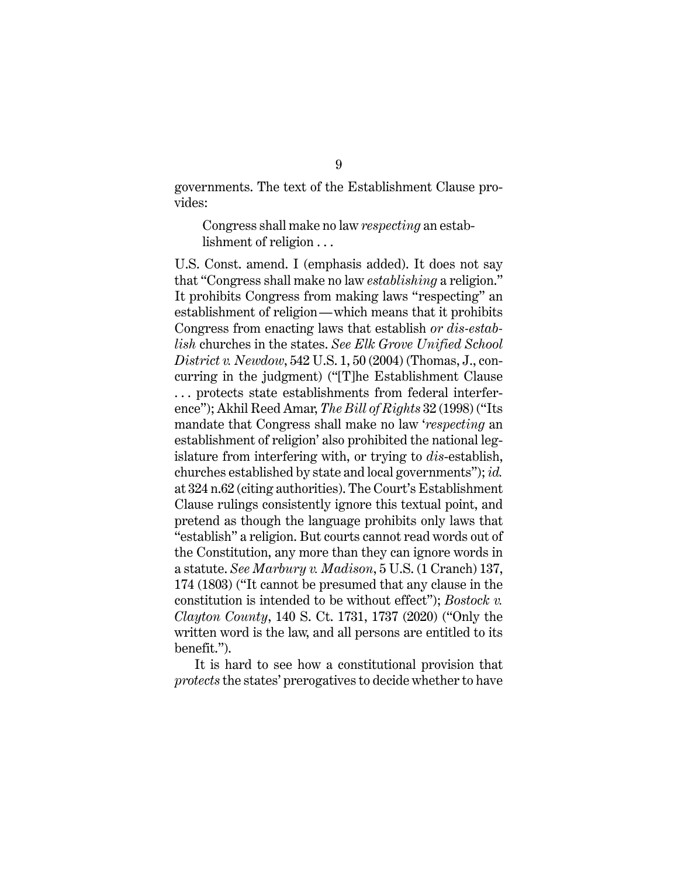governments. The text of the Establishment Clause provides:

> Congress shall make no law *respecting* an establishment of religion . . .

U.S. Const. amend. I (emphasis added). It does not say that "Congress shall make no law *establishing* a religion." It prohibits Congress from making laws "respecting" an establishment of religion—which means that it prohibits Congress from enacting laws that establish *or dis-establish* churches in the states. *See Elk Grove Unified School District v. Newdow*, 542 U.S. 1, 50 (2004) (Thomas, J., concurring in the judgment) ("[T]he Establishment Clause . . . protects state establishments from federal interference"); Akhil Reed Amar, *The Bill of Rights* 32 (1998) ("Its mandate that Congress shall make no law '*respecting* an establishment of religion' also prohibited the national legislature from interfering with, or trying to *dis*-establish, churches established by state and local governments"); *id.* at 324 n.62 (citing authorities). The Court's Establishment Clause rulings consistently ignore this textual point, and pretend as though the language prohibits only laws that "establish" a religion. But courts cannot read words out of the Constitution, any more than they can ignore words in a statute. *See Marbury v. Madison*, 5 U.S. (1 Cranch) 137, 174 (1803) ("It cannot be presumed that any clause in the constitution is intended to be without effect"); *Bostock v. Clayton County*, 140 S. Ct. 1731, 1737 (2020) ("Only the written word is the law, and all persons are entitled to its benefit.").

It is hard to see how a constitutional provision that *protects* the states' prerogatives to decide whether to have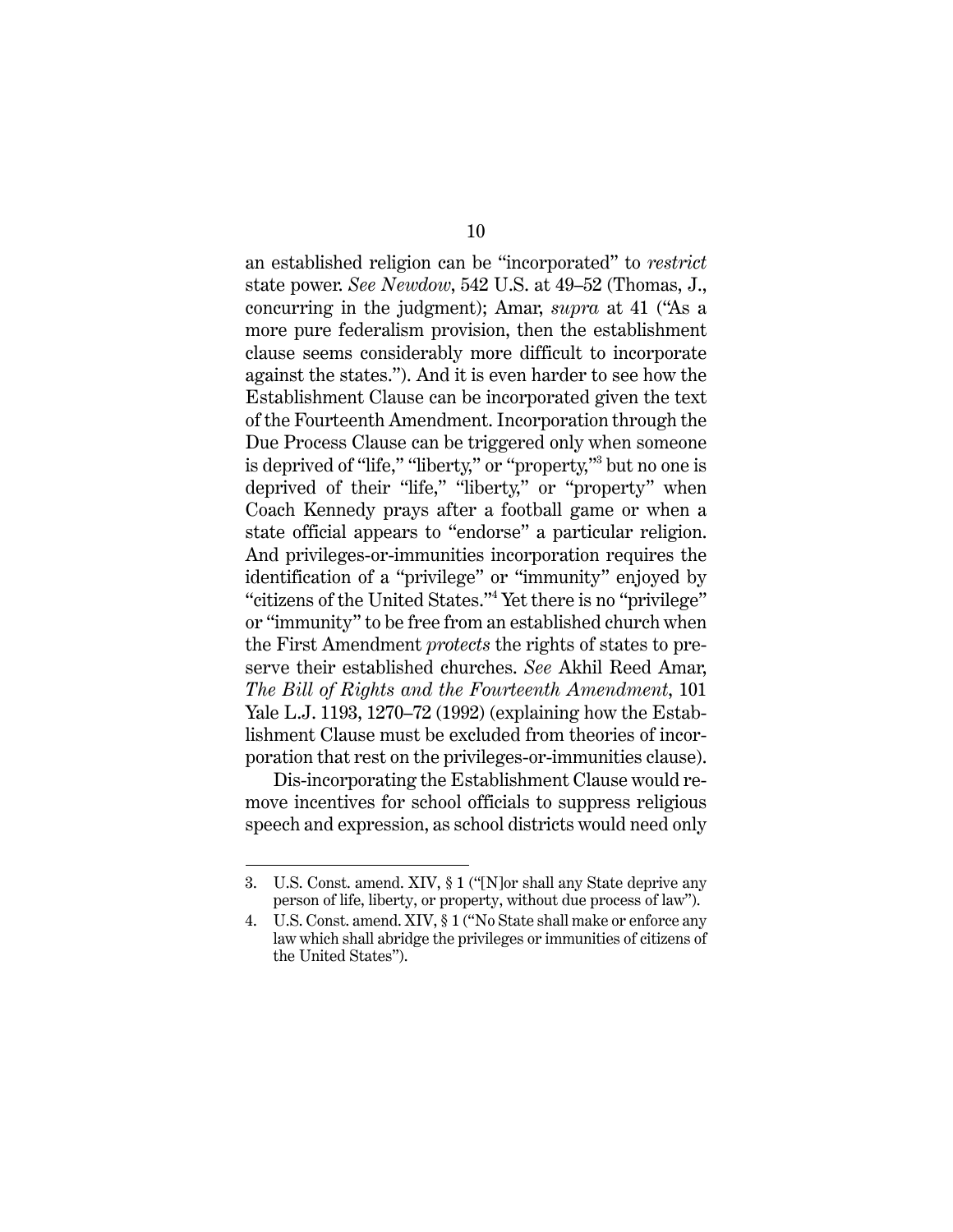an established religion can be "incorporated" to *restrict* state power. *See Newdow*, 542 U.S. at 49–52 (Thomas, J., concurring in the judgment); Amar, *supra* at 41 ("As a more pure federalism provision, then the establishment clause seems considerably more difficult to incorporate against the states."). And it is even harder to see how the Establishment Clause can be incorporated given the text of the Fourteenth Amendment. Incorporation through the Due Process Clause can be triggered only when someone is deprived of "life," "liberty," or "property,"[3] but no one is deprived of their "life," "liberty," or "property" when Coach Kennedy prays after a football game or when a state official appears to "endorse" a particular religion. And privileges-or-immunities incorporation requires the identification of a "privilege" or "immunity" enjoyed by "citizens of the United States."[4] Yet there is no "privilege" or "immunity" to be free from an established church when the First Amendment *protects* the rights of states to preserve their established churches. *See* Akhil Reed Amar, *The Bill of Rights and the Fourteenth Amendment*, 101 Yale L.J. 1193, 1270–72 (1992) (explaining how the Establishment Clause must be excluded from theories of incorporation that rest on the privileges-or-immunities clause).

Dis-incorporating the Establishment Clause would remove incentives for school officials to suppress religious speech and expression, as school districts would need only

---

3. U.S. Const. amend. XIV, § 1 ("[N]or shall any State deprive any person of life, liberty, or property, without due process of law").

4. U.S. Const. amend. XIV, § 1 ("No State shall make or enforce any law which shall abridge the privileges or immunities of citizens of the United States").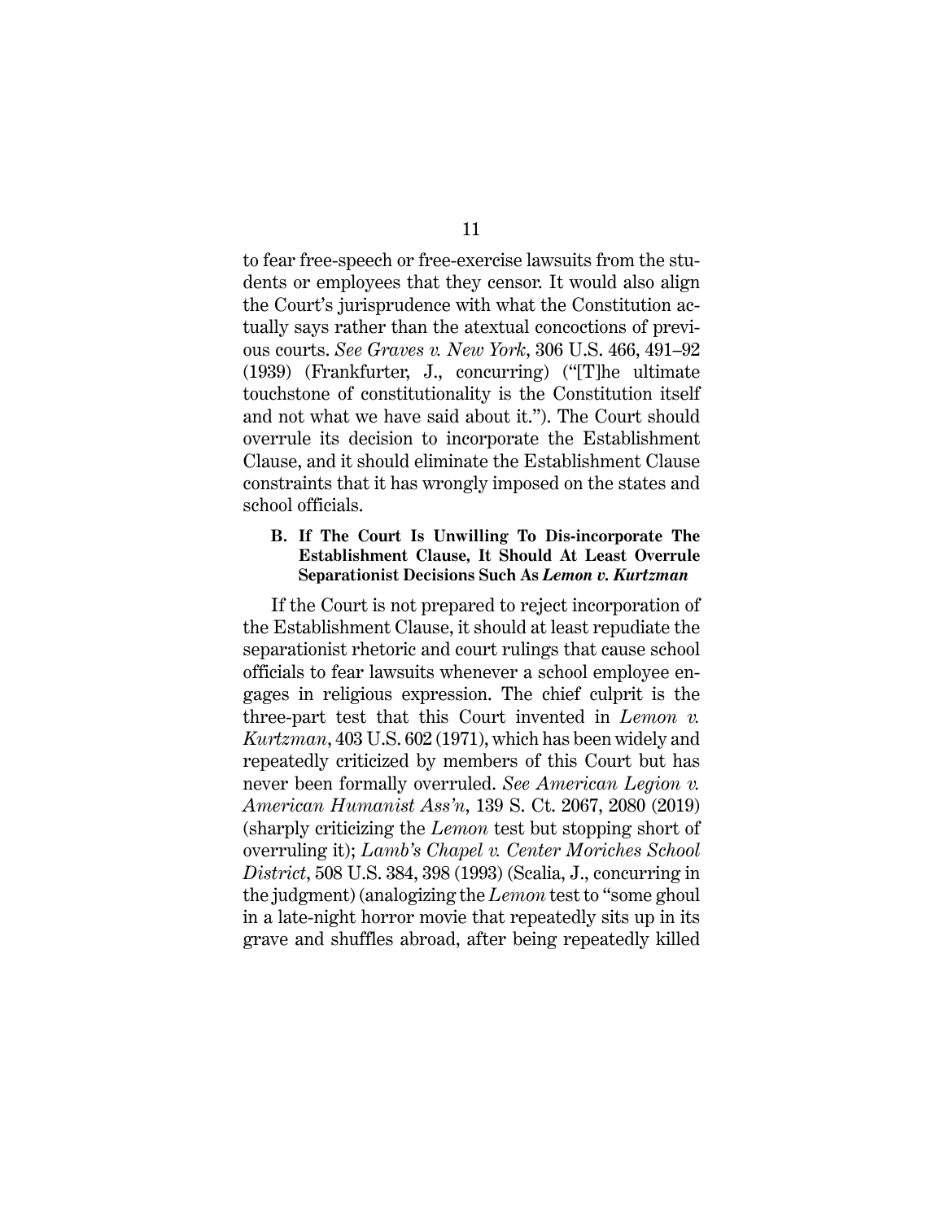to fear free-speech or free-exercise lawsuits from the students or employees that they censor. It would also align the Court's jurisprudence with what the Constitution actually says rather than the atextual concoctions of previous courts. *See Graves v. New York*, 306 U.S. 466, 491–92 (1939) (Frankfurter, J., concurring) ("[T]he ultimate touchstone of constitutionality is the Constitution itself and not what we have said about it."). The Court should overrule its decision to incorporate the Establishment Clause, and it should eliminate the Establishment Clause constraints that it has wrongly imposed on the states and school officials.

### B. If The Court Is Unwilling To Dis-incorporate The Establishment Clause, It Should At Least Overrule Separationist Decisions Such As *Lemon v. Kurtzman*

If the Court is not prepared to reject incorporation of the Establishment Clause, it should at least repudiate the separationist rhetoric and court rulings that cause school officials to fear lawsuits whenever a school employee engages in religious expression. The chief culprit is the three-part test that this Court invented in *Lemon v. Kurtzman*, 403 U.S. 602 (1971), which has been widely and repeatedly criticized by members of this Court but has never been formally overruled. *See American Legion v. American Humanist Ass'n*, 139 S. Ct. 2067, 2080 (2019) (sharply criticizing the *Lemon* test but stopping short of overruling it); *Lamb's Chapel v. Center Moriches School District*, 508 U.S. 384, 398 (1993) (Scalia, J., concurring in the judgment) (analogizing the *Lemon* test to "some ghoul in a late-night horror movie that repeatedly sits up in its grave and shuffles abroad, after being repeatedly killed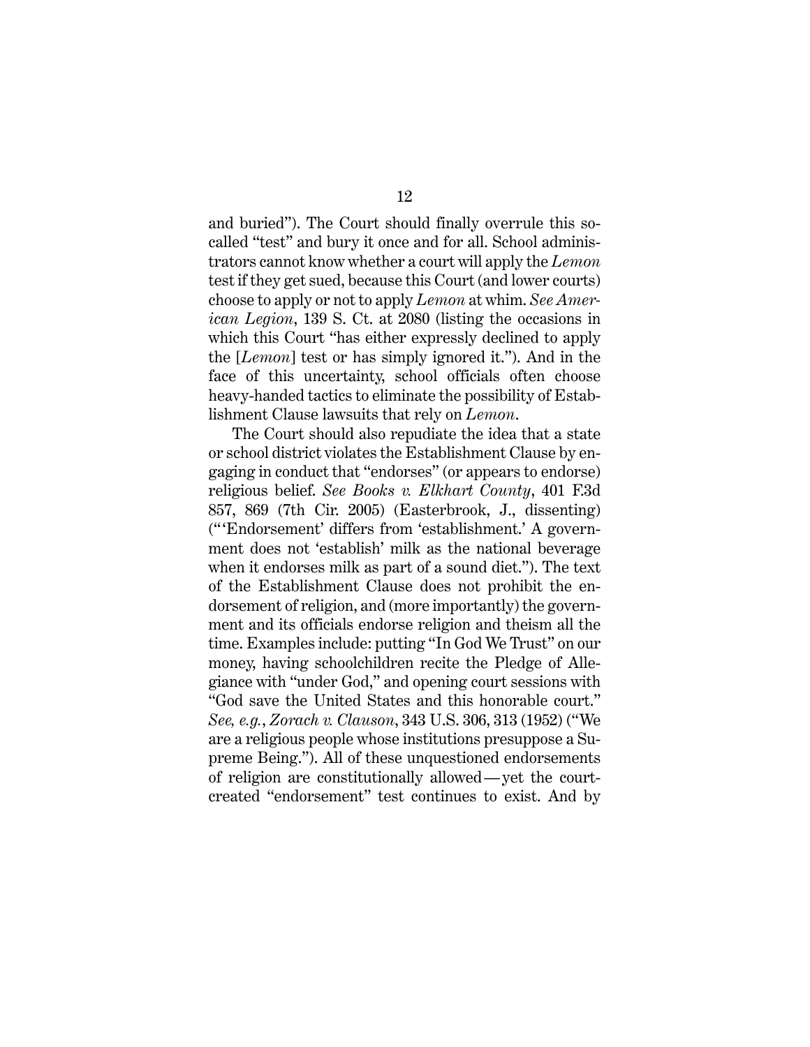and buried"). The Court should finally overrule this so-called "test" and bury it once and for all. School administrators cannot know whether a court will apply the *Lemon* test if they get sued, because this Court (and lower courts) choose to apply or not to apply *Lemon* at whim. *See American Legion*, 139 S. Ct. at 2080 (listing the occasions in which this Court "has either expressly declined to apply the [*Lemon*] test or has simply ignored it."). And in the face of this uncertainty, school officials often choose heavy-handed tactics to eliminate the possibility of Establishment Clause lawsuits that rely on *Lemon*.

The Court should also repudiate the idea that a state or school district violates the Establishment Clause by engaging in conduct that "endorses" (or appears to endorse) religious belief. *See Books v. Elkhart County*, 401 F.3d 857, 869 (7th Cir. 2005) (Easterbrook, J., dissenting) ("'Endorsement' differs from 'establishment.' A government does not 'establish' milk as the national beverage when it endorses milk as part of a sound diet."). The text of the Establishment Clause does not prohibit the endorsement of religion, and (more importantly) the government and its officials endorse religion and theism all the time. Examples include: putting "In God We Trust" on our money, having schoolchildren recite the Pledge of Allegiance with "under God," and opening court sessions with "God save the United States and this honorable court." *See, e.g.*, *Zorach v. Clauson*, 343 U.S. 306, 313 (1952) ("We are a religious people whose institutions presuppose a Supreme Being."). All of these unquestioned endorsements of religion are constitutionally allowed — yet the court-created "endorsement" test continues to exist. And by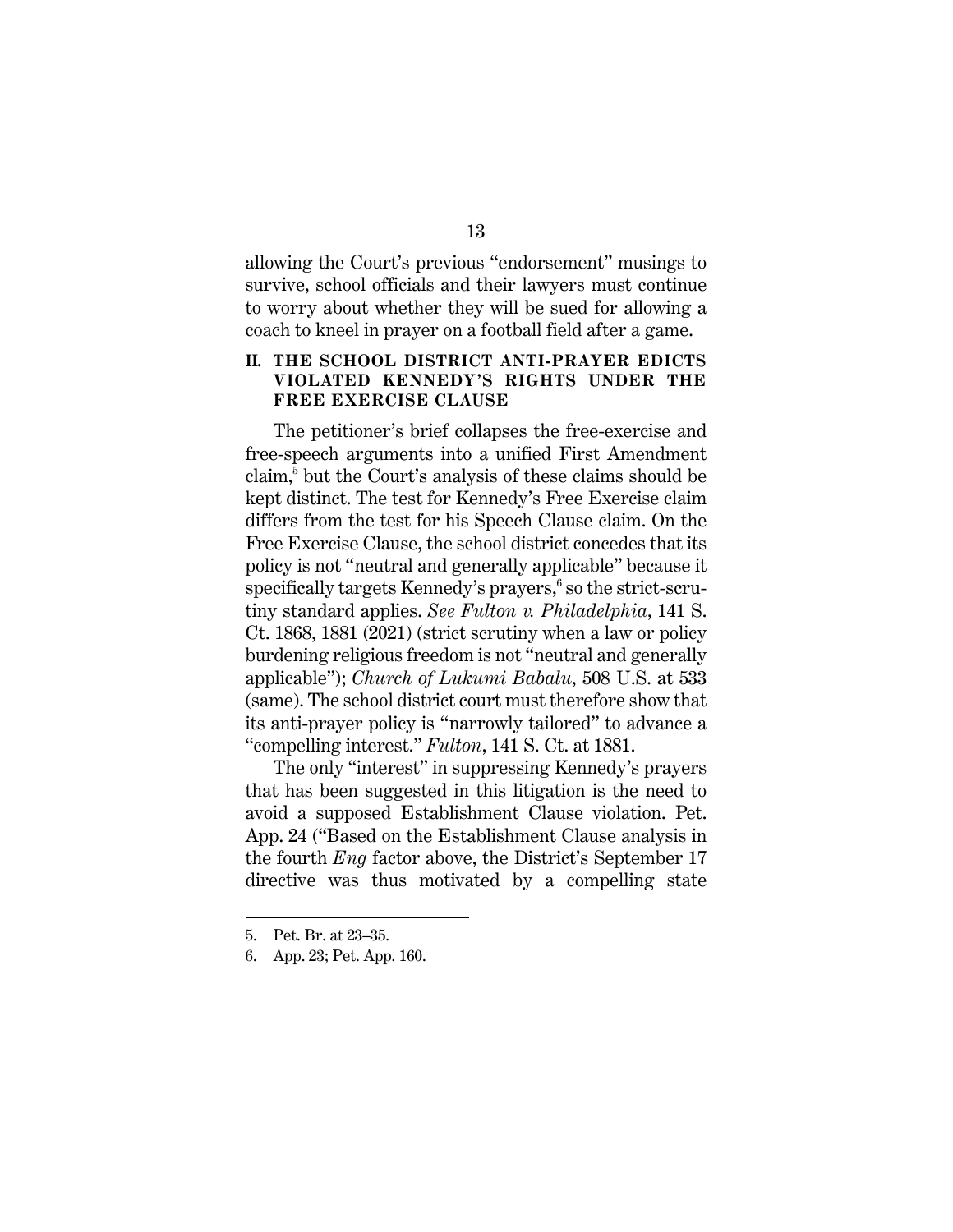allowing the Court's previous "endorsement" musings to survive, school officials and their lawyers must continue to worry about whether they will be sued for allowing a coach to kneel in prayer on a football field after a game.

## II. THE SCHOOL DISTRICT ANTI-PRAYER EDICTS VIOLATED KENNEDY'S RIGHTS UNDER THE FREE EXERCISE CLAUSE

The petitioner's brief collapses the free-exercise and free-speech arguments into a unified First Amendment claim,[5] but the Court's analysis of these claims should be kept distinct. The test for Kennedy's Free Exercise claim differs from the test for his Speech Clause claim. On the Free Exercise Clause, the school district concedes that its policy is not "neutral and generally applicable" because it specifically targets Kennedy's prayers,[6] so the strict-scrutiny standard applies. *See Fulton v. Philadelphia*, 141 S. Ct. 1868, 1881 (2021) (strict scrutiny when a law or policy burdening religious freedom is not "neutral and generally applicable"); *Church of Lukumi Babalu*, 508 U.S. at 533 (same). The school district court must therefore show that its anti-prayer policy is "narrowly tailored" to advance a "compelling interest." *Fulton*, 141 S. Ct. at 1881.

The only "interest" in suppressing Kennedy's prayers that has been suggested in this litigation is the need to avoid a supposed Establishment Clause violation. Pet. App. 24 ("Based on the Establishment Clause analysis in the fourth *Eng* factor above, the District's September 17 directive was thus motivated by a compelling state

---

5. Pet. Br. at 23–35.

6. App. 23; Pet. App. 160.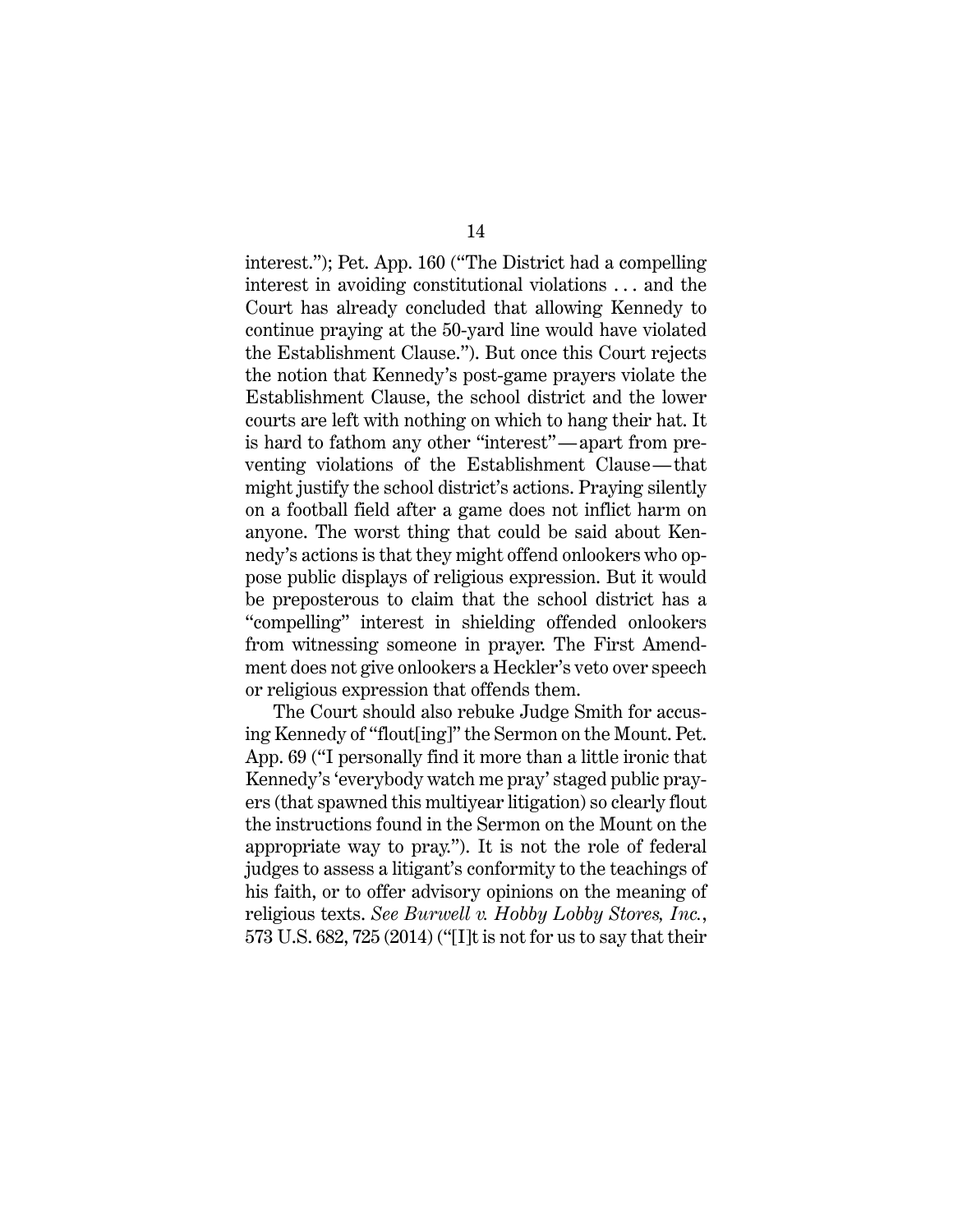interest."); Pet. App. 160 ("The District had a compelling interest in avoiding constitutional violations . . . and the Court has already concluded that allowing Kennedy to continue praying at the 50-yard line would have violated the Establishment Clause."). But once this Court rejects the notion that Kennedy's post-game prayers violate the Establishment Clause, the school district and the lower courts are left with nothing on which to hang their hat. It is hard to fathom any other "interest"—apart from preventing violations of the Establishment Clause—that might justify the school district's actions. Praying silently on a football field after a game does not inflict harm on anyone. The worst thing that could be said about Kennedy's actions is that they might offend onlookers who oppose public displays of religious expression. But it would be preposterous to claim that the school district has a "compelling" interest in shielding offended onlookers from witnessing someone in prayer. The First Amendment does not give onlookers a Heckler's veto over speech or religious expression that offends them.

The Court should also rebuke Judge Smith for accusing Kennedy of "flout[ing]" the Sermon on the Mount. Pet. App. 69 ("I personally find it more than a little ironic that Kennedy's 'everybody watch me pray' staged public prayers (that spawned this multiyear litigation) so clearly flout the instructions found in the Sermon on the Mount on the appropriate way to pray."). It is not the role of federal judges to assess a litigant's conformity to the teachings of his faith, or to offer advisory opinions on the meaning of religious texts. *See Burwell v. Hobby Lobby Stores, Inc.*, 573 U.S. 682, 725 (2014) ("[I]t is not for us to say that their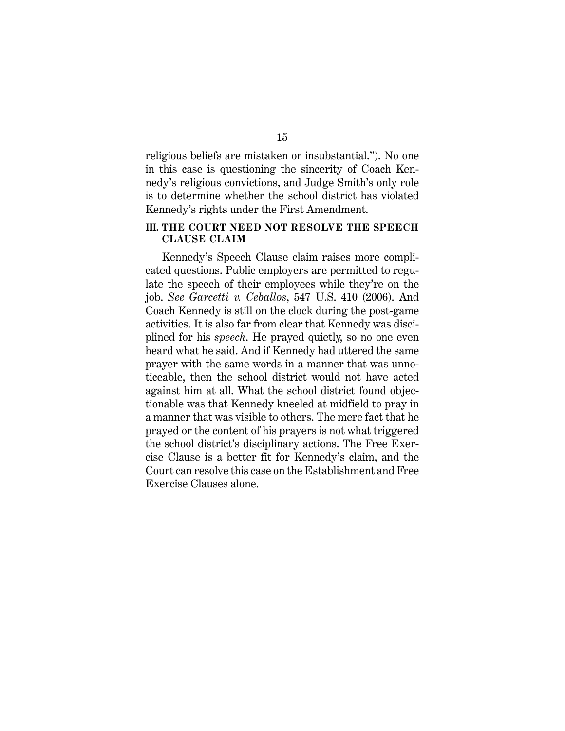religious beliefs are mistaken or insubstantial."). No one in this case is questioning the sincerity of Coach Kennedy's religious convictions, and Judge Smith's only role is to determine whether the school district has violated Kennedy's rights under the First Amendment.

## III. THE COURT NEED NOT RESOLVE THE SPEECH CLAUSE CLAIM

Kennedy's Speech Clause claim raises more complicated questions. Public employers are permitted to regulate the speech of their employees while they're on the job. *See Garcetti v. Ceballos*, 547 U.S. 410 (2006). And Coach Kennedy is still on the clock during the post-game activities. It is also far from clear that Kennedy was disciplined for his *speech*. He prayed quietly, so no one even heard what he said. And if Kennedy had uttered the same prayer with the same words in a manner that was unnoticeable, then the school district would not have acted against him at all. What the school district found objectionable was that Kennedy kneeled at midfield to pray in a manner that was visible to others. The mere fact that he prayed or the content of his prayers is not what triggered the school district's disciplinary actions. The Free Exercise Clause is a better fit for Kennedy's claim, and the Court can resolve this case on the Establishment and Free Exercise Clauses alone.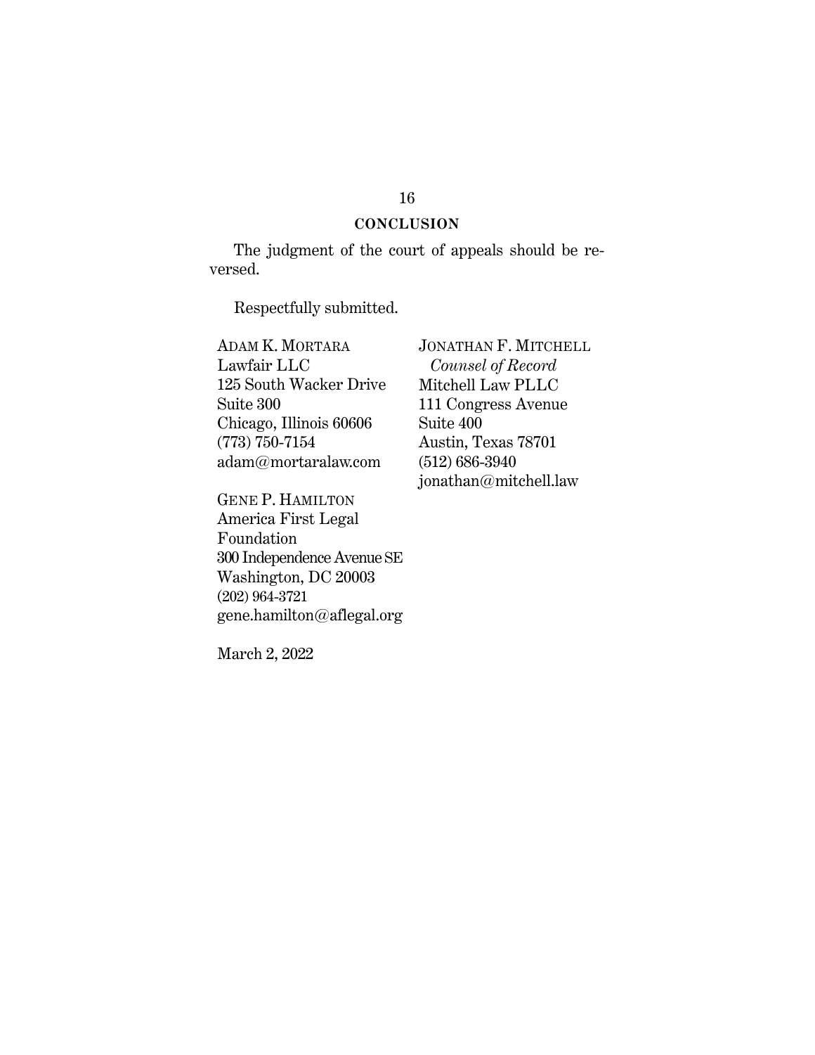## CONCLUSION

The judgment of the court of appeals should be reversed.

Respectfully submitted.

ADAM K. MORTARA
Lawfair LLC
125 South Wacker Drive
Suite 300
Chicago, Illinois 60606
(773) 750-7154
adam@mortaralaw.com

GENE P. HAMILTON
America First Legal
Foundation
300 Independence Avenue SE
Washington, DC 20003
(202) 964-3721
gene.hamilton@aflegal.org

JONATHAN F. MITCHELL
*Counsel of Record*
Mitchell Law PLLC
111 Congress Avenue
Suite 400
Austin, Texas 78701
(512) 686-3940
jonathan@mitchell.law

March 2, 2022